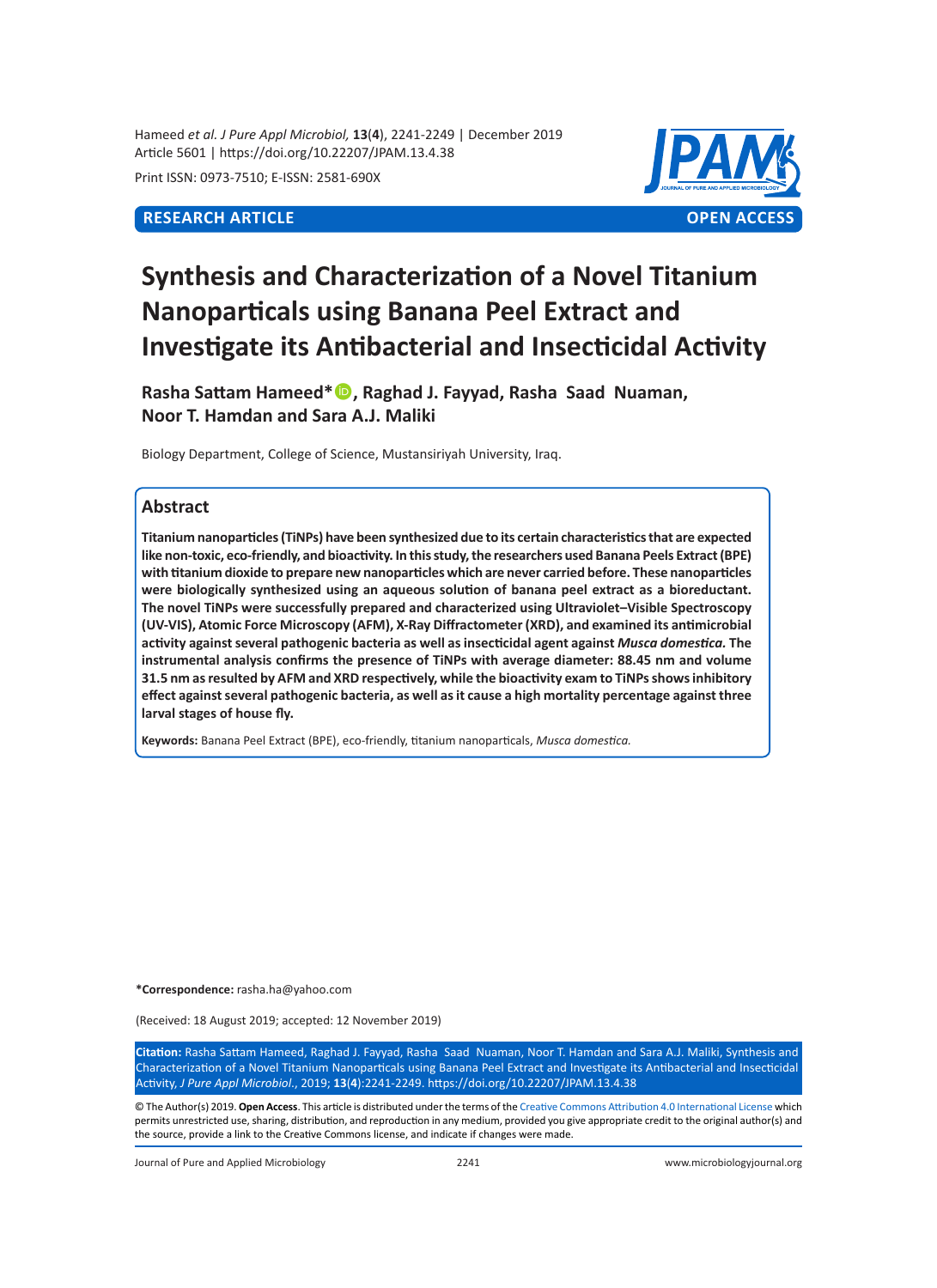**RESEARCH ARTICLE** | **OPEN ACCESS**

# Synthesis and Characterization of a Novel Titanium Nanoparticals using Banana Peel Extract and Investigate its Antibacterial and Insecticidal Activity

**Rasha Sattam Hameed*, Raghad J. Fayyad, Rasha Saad Nuaman, Noor T. Hamdan and Sara A.J. Maliki**

Biology Department, College of Science, Mustansiriyah University, Iraq.

## Abstract

**Titanium nanoparticles (TiNPs) have been synthesized due to its certain characteristics that are expected like non-toxic, eco-friendly, and bioactivity. In this study, the researchers used Banana Peels Extract (BPE) with titanium dioxide to prepare new nanoparticles which are never carried before. These nanoparticles were biologically synthesized using an aqueous solution of banana peel extract as a bioreductant. The novel TiNPs were successfully prepared and characterized using Ultraviolet–Visible Spectroscopy (UV-VIS), Atomic Force Microscopy (AFM), X-Ray Diffractometer (XRD), and examined its antimicrobial activity against several pathogenic bacteria as well as insecticidal agent against *Musca domestica.* The instrumental analysis confirms the presence of TiNPs with average diameter: 88.45 nm and volume 31.5 nm as resulted by AFM and XRD respectively, while the bioactivity exam to TiNPs shows inhibitory effect against several pathogenic bacteria, as well as it cause a high mortality percentage against three larval stages of house fly.**

**Keywords:** Banana Peel Extract (BPE), eco-friendly, titanium nanoparticals, *Musca domestica.*

***Correspondence:** rasha.ha@yahoo.com

(Received: 18 August 2019; accepted: 12 November 2019)

**Citation:** Rasha Sattam Hameed, Raghad J. Fayyad, Rasha Saad Nuaman, Noor T. Hamdan and Sara A.J. Maliki, Synthesis and Characterization of a Novel Titanium Nanoparticals using Banana Peel Extract and Investigate its Antibacterial and Insecticidal Activity, *J Pure Appl Microbiol*., 2019; **13**(**4**):2241-2249. https://doi.org/10.22207/JPAM.13.4.38

© The Author(s) 2019. **Open Access**. This article is distributed under the terms of the Creative Commons Attribution 4.0 International License which permits unrestricted use, sharing, distribution, and reproduction in any medium, provided you give appropriate credit to the original author(s) and the source, provide a link to the Creative Commons license, and indicate if changes were made.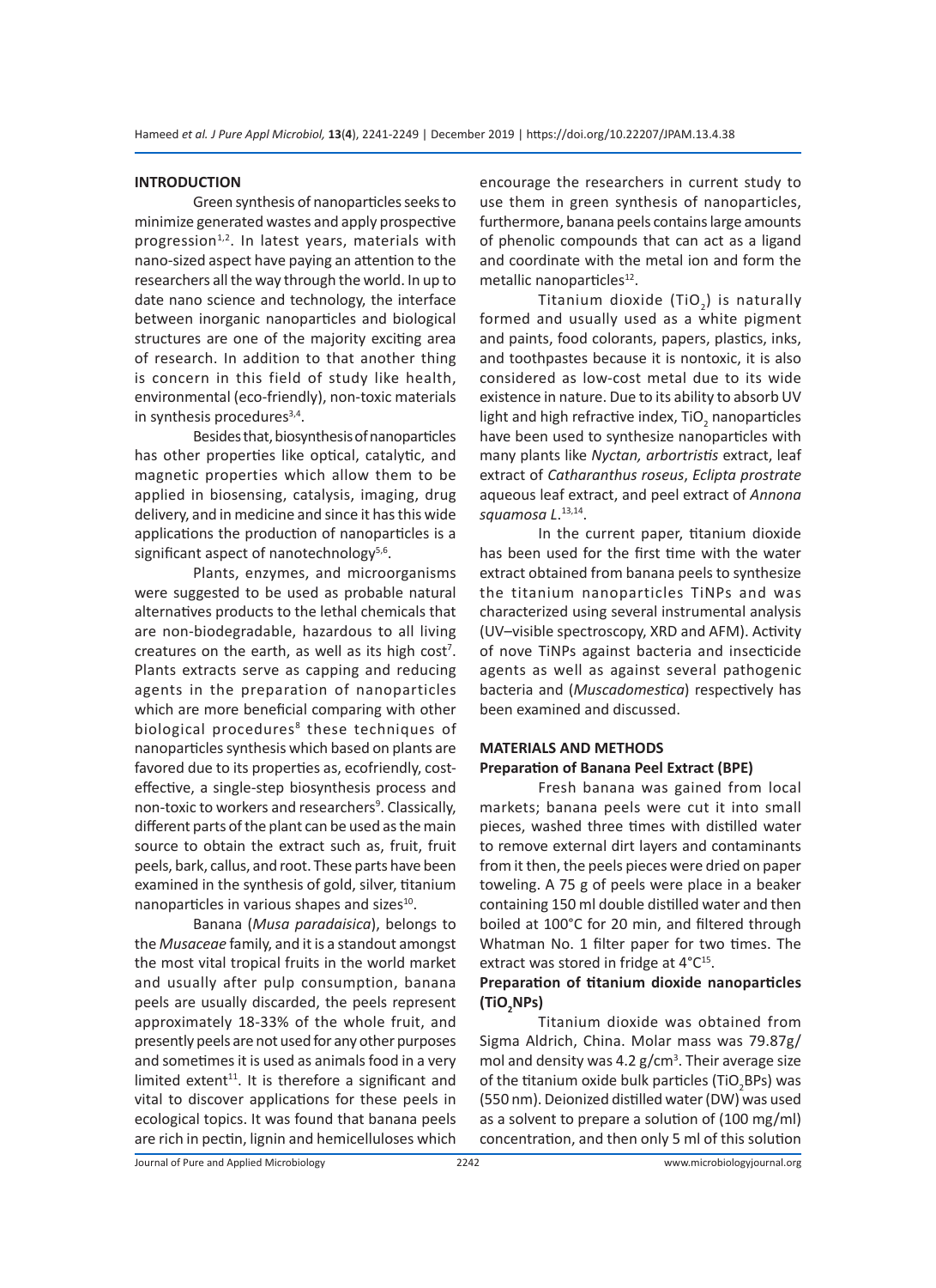## INTRODUCTION

Green synthesis of nanoparticles seeks to minimize generated wastes and apply prospective progression[1,2]. In latest years, materials with nano-sized aspect have paying an attention to the researchers all the way through the world. In up to date nano science and technology, the interface between inorganic nanoparticles and biological structures are one of the majority exciting area of research. In addition to that another thing is concern in this field of study like health, environmental (eco-friendly), non-toxic materials in synthesis procedures[3,4].

Besides that, biosynthesis of nanoparticles has other properties like optical, catalytic, and magnetic properties which allow them to be applied in biosensing, catalysis, imaging, drug delivery, and in medicine and since it has this wide applications the production of nanoparticles is a significant aspect of nanotechnology[5,6].

Plants, enzymes, and microorganisms were suggested to be used as probable natural alternatives products to the lethal chemicals that are non-biodegradable, hazardous to all living creatures on the earth, as well as its high cost[7]. Plants extracts serve as capping and reducing agents in the preparation of nanoparticles which are more beneficial comparing with other biological procedures[8] these techniques of nanoparticles synthesis which based on plants are favored due to its properties as, ecofriendly, cost-effective, a single-step biosynthesis process and non-toxic to workers and researchers[9]. Classically, different parts of the plant can be used as the main source to obtain the extract such as, fruit, fruit peels, bark, callus, and root. These parts have been examined in the synthesis of gold, silver, titanium nanoparticles in various shapes and sizes[10].

Banana (*Musa paradaisica*), belongs to the *Musaceae* family, and it is a standout amongst the most vital tropical fruits in the world market and usually after pulp consumption, banana peels are usually discarded, the peels represent approximately 18-33% of the whole fruit, and presently peels are not used for any other purposes and sometimes it is used as animals food in a very limited extent[11]. It is therefore a significant and vital to discover applications for these peels in ecological topics. It was found that banana peels are rich in pectin, lignin and hemicelluloses which encourage the researchers in current study to use them in green synthesis of nanoparticles, furthermore, banana peels contains large amounts of phenolic compounds that can act as a ligand and coordinate with the metal ion and form the metallic nanoparticles[12].

Titanium dioxide ($TiO_2$) is naturally formed and usually used as a white pigment and paints, food colorants, papers, plastics, inks, and toothpastes because it is nontoxic, it is also considered as low-cost metal due to its wide existence in nature. Due to its ability to absorb UV light and high refractive index, $TiO_2$ nanoparticles have been used to synthesize nanoparticles with many plants like *Nyctan, arbortristis* extract, leaf extract of *Catharanthus roseus*, *Eclipta prostrate* aqueous leaf extract, and peel extract of *Annona squamosa L.*[13,14].

In the current paper, titanium dioxide has been used for the first time with the water extract obtained from banana peels to synthesize the titanium nanoparticles TiNPs and was characterized using several instrumental analysis (UV–visible spectroscopy, XRD and AFM). Activity of nove TiNPs against bacteria and insecticide agents as well as against several pathogenic bacteria and (*Muscadomestica*) respectively has been examined and discussed.

## MATERIALS AND METHODS

### Preparation of Banana Peel Extract (BPE)

Fresh banana was gained from local markets; banana peels were cut it into small pieces, washed three times with distilled water to remove external dirt layers and contaminants from it then, the peels pieces were dried on paper toweling. A 75 g of peels were place in a beaker containing 150 ml double distilled water and then boiled at 100°C for 20 min, and filtered through Whatman No. 1 filter paper for two times. The extract was stored in fridge at 4°C[15].

### Preparation of titanium dioxide nanoparticles ($TiO_2$NPs)

Titanium dioxide was obtained from Sigma Aldrich, China. Molar mass was 79.87g/mol and density was 4.2 g/cm$^3$. Their average size of the titanium oxide bulk particles ($TiO_2$BPs) was (550 nm). Deionized distilled water (DW) was used as a solvent to prepare a solution of (100 mg/ml) concentration, and then only 5 ml of this solution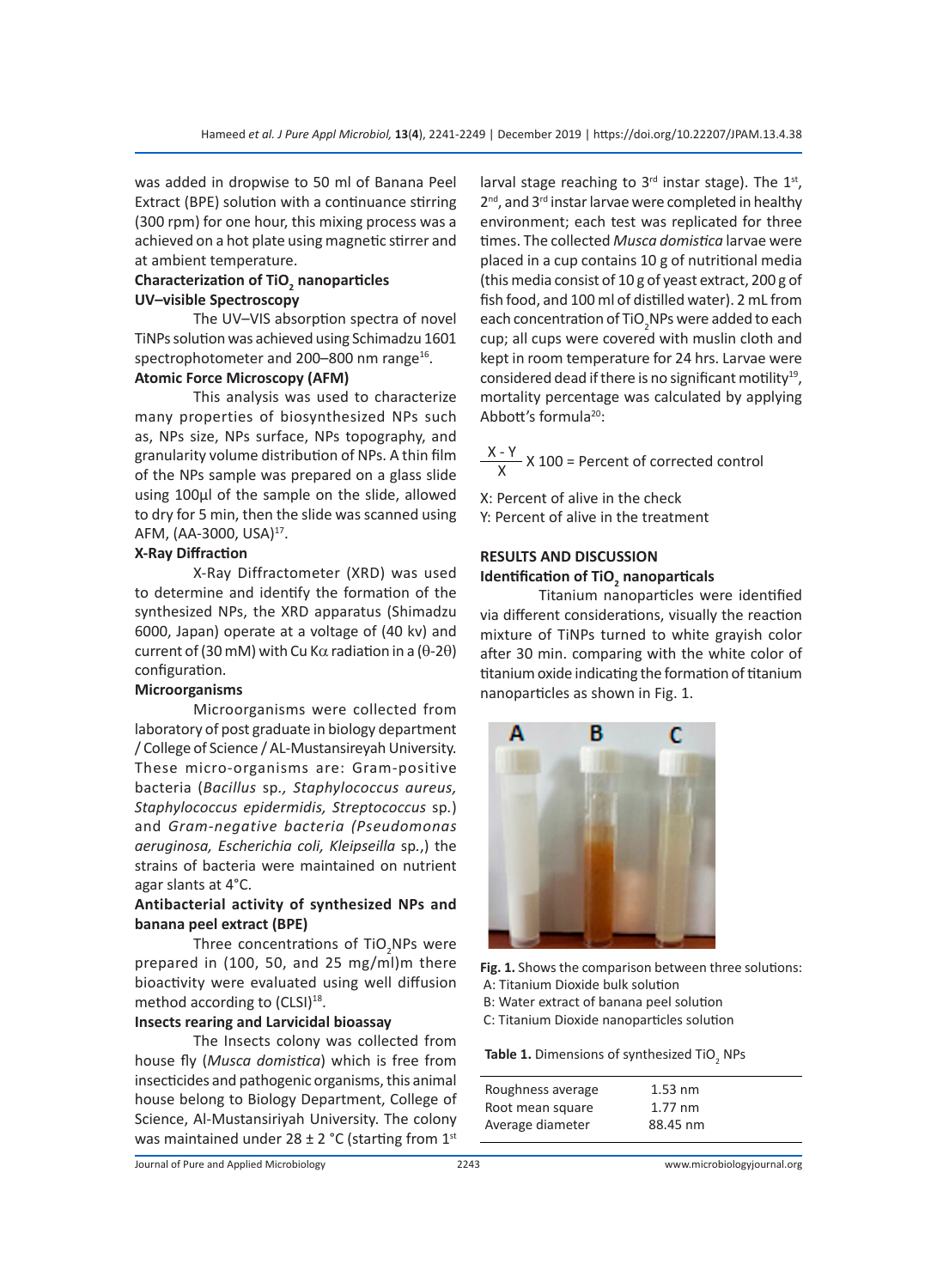was added in dropwise to 50 ml of Banana Peel Extract (BPE) solution with a continuance stirring (300 rpm) for one hour, this mixing process was a achieved on a hot plate using magnetic stirrer and at ambient temperature.

### Characterization of $TiO_2$ nanoparticles

#### UV–visible Spectroscopy

The UV–VIS absorption spectra of novel TiNPs solution was achieved using Schimadzu 1601 spectrophotometer and 200–800 nm range[16].

#### Atomic Force Microscopy (AFM)

This analysis was used to characterize many properties of biosynthesized NPs such as, NPs size, NPs surface, NPs topography, and granularity volume distribution of NPs. A thin film of the NPs sample was prepared on a glass slide using 100µl of the sample on the slide, allowed to dry for 5 min, then the slide was scanned using AFM, (AA-3000, USA)[17].

#### X-Ray Diffraction

X-Ray Diffractometer (XRD) was used to determine and identify the formation of the synthesized NPs, the XRD apparatus (Shimadzu 6000, Japan) operate at a voltage of (40 kv) and current of (30 mM) with Cu Kα radiation in a (θ-2θ) configuration.

### Microorganisms

Microorganisms were collected from laboratory of post graduate in biology department / College of Science / AL-Mustansireyah University. These micro-organisms are: Gram-positive bacteria (*Bacillus* sp., *Staphylococcus aureus, Staphylococcus epidermidis, Streptococcus* sp.) and *Gram-negative bacteria (Pseudomonas aeruginosa, Escherichia coli, Kleipseilla* sp.,) the strains of bacteria were maintained on nutrient agar slants at 4°C.

### Antibacterial activity of synthesized NPs and banana peel extract (BPE)

Three concentrations of $TiO_2$NPs were prepared in (100, 50, and 25 mg/ml)m there bioactivity were evaluated using well diffusion method according to (CLSI)[18].

### Insects rearing and Larvicidal bioassay

The Insects colony was collected from house fly (*Musca domistica*) which is free from insecticides and pathogenic organisms, this animal house belong to Biology Department, College of Science, Al-Mustansiriyah University. The colony was maintained under 28 ± 2 °C (starting from 1[st] larval stage reaching to 3[rd] instar stage). The 1[st], 2[nd], and 3[rd] instar larvae were completed in healthy environment; each test was replicated for three times. The collected *Musca domistica* larvae were placed in a cup contains 10 g of nutritional media (this media consist of 10 g of yeast extract, 200 g of fish food, and 100 ml of distilled water). 2 mL from each concentration of $TiO_2$NPs were added to each cup; all cups were covered with muslin cloth and kept in room temperature for 24 hrs. Larvae were considered dead if there is no significant motility[19], mortality percentage was calculated by applying Abbott's formula[20]:

$$\frac{X - Y}{X} \text{ X } 100 = \text{Percent of corrected control}$$

X: Percent of alive in the check
Y: Percent of alive in the treatment

## RESULTS AND DISCUSSION

### Identification of $TiO_2$ nanoparticals

Titanium nanoparticles were identified via different considerations, visually the reaction mixture of TiNPs turned to white grayish color after 30 min. comparing with the white color of titanium oxide indicating the formation of titanium nanoparticles as shown in Fig. 1.

**Fig. 1.** Shows the comparison between three solutions:
A: Titanium Dioxide bulk solution
B: Water extract of banana peel solution
C: Titanium Dioxide nanoparticles solution

**Table 1.** Dimensions of synthesized $TiO_2$ NPs

| | |
|---|---|
| Roughness average | 1.53 nm |
| Root mean square | 1.77 nm |
| Average diameter | 88.45 nm |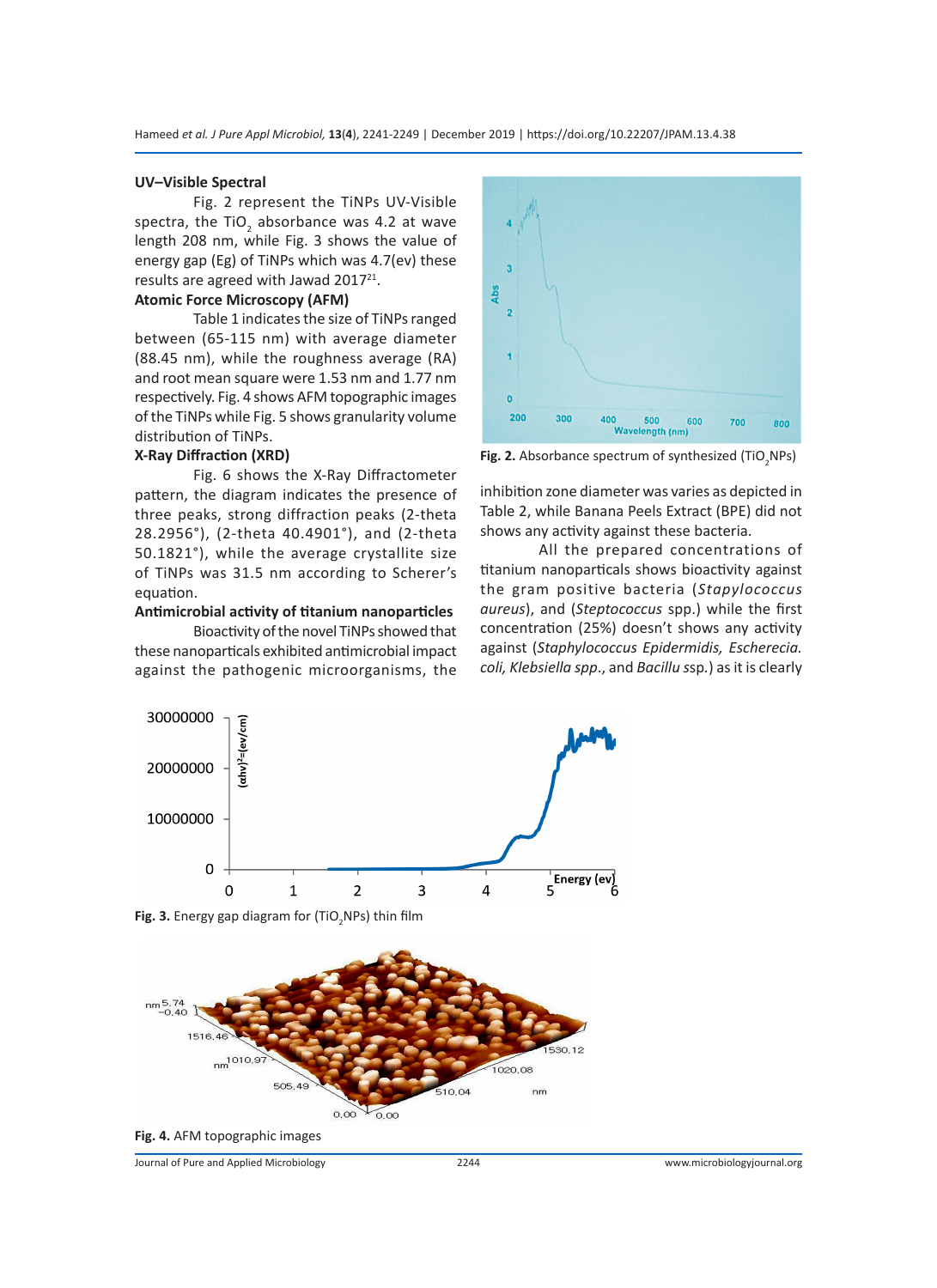### UV–Visible Spectral

Fig. 2 represent the TiNPs UV-Visible spectra, the $TiO_2$ absorbance was 4.2 at wave length 208 nm, while Fig. 3 shows the value of energy gap (Eg) of TiNPs which was 4.7(ev) these results are agreed with Jawad 2017[21].

### Atomic Force Microscopy (AFM)

Table 1 indicates the size of TiNPs ranged between (65-115 nm) with average diameter (88.45 nm), while the roughness average (RA) and root mean square were 1.53 nm and 1.77 nm respectively. Fig. 4 shows AFM topographic images of the TiNPs while Fig. 5 shows granularity volume distribution of TiNPs.

### X-Ray Diffraction (XRD)

Fig. 6 shows the X-Ray Diffractometer pattern, the diagram indicates the presence of three peaks, strong diffraction peaks (2-theta 28.2956°), (2-theta 40.4901°), and (2-theta 50.1821°), while the average crystallite size of TiNPs was 31.5 nm according to Scherer's equation.

### Antimicrobial activity of titanium nanoparticles

Bioactivity of the novel TiNPs showed that these nanoparticals exhibited antimicrobial impact against the pathogenic microorganisms, the inhibition zone diameter was varies as depicted in Table 2, while Banana Peels Extract (BPE) did not shows any activity against these bacteria.

All the prepared concentrations of titanium nanoparticals shows bioactivity against the gram positive bacteria (*Stapylococcus aureus*), and (*Steptococcus* spp.) while the first concentration (25%) doesn't shows any activity against (*Staphylococcus Epidermidis, Escherecia. coli, Klebsiella spp*., and *Bacillu s*sp.) as it is clearly

Fig. 2. Absorbance spectrum of synthesized ($TiO_2$NPs)

Fig. 3. Energy gap diagram for ($TiO_2$NPs) thin film

Fig. 4. AFM topographic images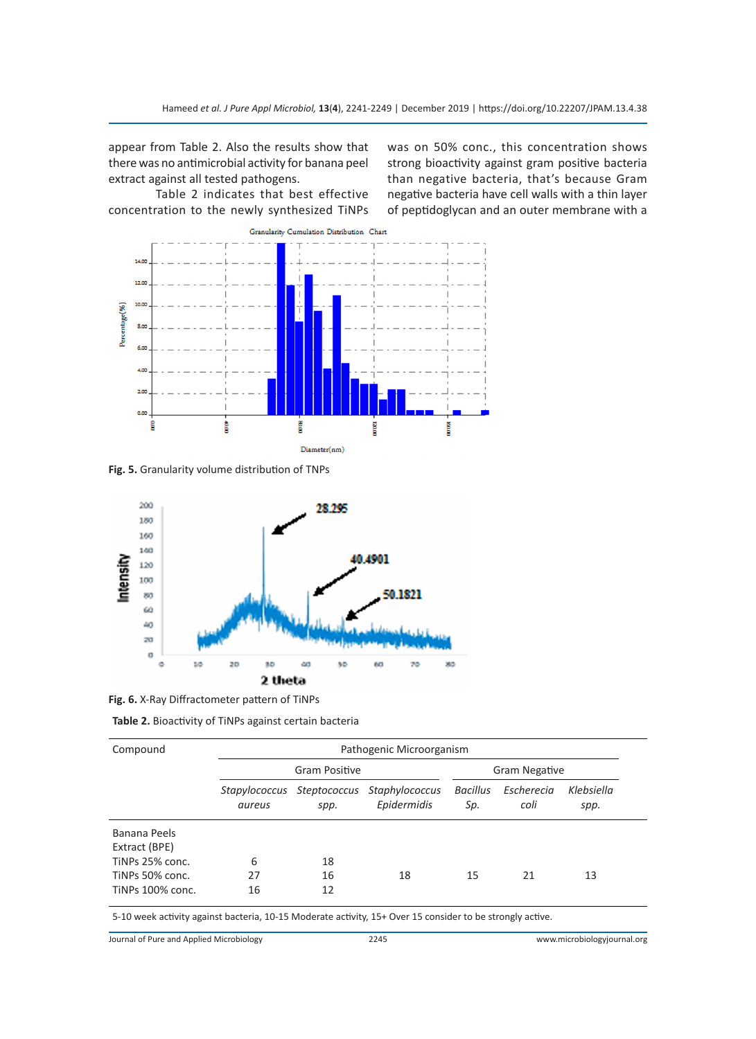appear from Table 2. Also the results show that there was no antimicrobial activity for banana peel extract against all tested pathogens.

Table 2 indicates that best effective concentration to the newly synthesized TiNPs was on 50% conc., this concentration shows strong bioactivity against gram positive bacteria than negative bacteria, that's because Gram negative bacteria have cell walls with a thin layer of peptidoglycan and an outer membrane with a

**Fig. 5.** Granularity volume distribution of TNPs

**Fig. 6.** X-Ray Diffractometer pattern of TiNPs

**Table 2.** Bioactivity of TiNPs against certain bacteria

| Compound | Pathogenic Microorganism | | | | | |
|---|---|---|---|---|---|---|
| | Gram Positive | | | Gram Negative | | |
| | *Stapylococcus aureus* | *Steptococcus spp.* | *Staphylococcus Epidermidis* | *Bacillus Sp.* | *Escherecia coli* | *Klebsiella spp.* |
| Banana Peels Extract (BPE) | | | | | | |
| TiNPs 25% conc. | 6 | 18 | | | | |
| TiNPs 50% conc. | 27 | 16 | 18 | 15 | 21 | 13 |
| TiNPs 100% conc. | 16 | 12 | | | | |

5-10 week activity against bacteria, 10-15 Moderate activity, 15+ Over 15 consider to be strongly active.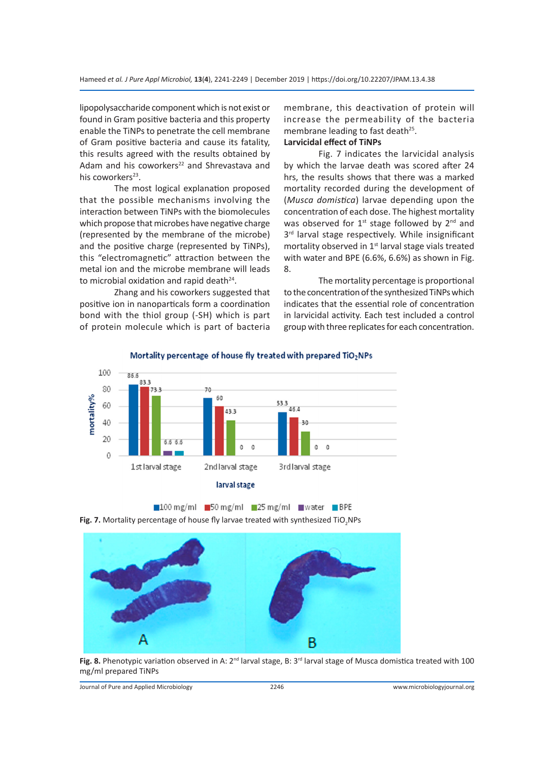lipopolysaccharide component which is not exist or found in Gram positive bacteria and this property enable the TiNPs to penetrate the cell membrane of Gram positive bacteria and cause its fatality, this results agreed with the results obtained by Adam and his coworkers[22] and Shrevastava and his coworkers[23].

The most logical explanation proposed that the possible mechanisms involving the interaction between TiNPs with the biomolecules which propose that microbes have negative charge (represented by the membrane of the microbe) and the positive charge (represented by TiNPs), this "electromagnetic" attraction between the metal ion and the microbe membrane will leads to microbial oxidation and rapid death[24].

Zhang and his coworkers suggested that positive ion in nanoparticals form a coordination bond with the thiol group (-SH) which is part of protein molecule which is part of bacteria membrane, this deactivation of protein will increase the permeability of the bacteria membrane leading to fast death[25].

**Larvicidal effect of TiNPs**

Fig. 7 indicates the larvicidal analysis by which the larvae death was scored after 24 hrs, the results shows that there was a marked mortality recorded during the development of (*Musca domistica*) larvae depending upon the concentration of each dose. The highest mortality was observed for 1st stage followed by 2nd and 3rd larval stage respectively. While insignificant mortality observed in 1st larval stage vials treated with water and BPE (6.6%, 6.6%) as shown in Fig. 8.

The mortality percentage is proportional to the concentration of the synthesized TiNPs which indicates that the essential role of concentration in larvicidal activity. Each test included a control group with three replicates for each concentration.

Fig. 7. Mortality percentage of house fly larvae treated with synthesized $TiO_2$NPs

Fig. 8. Phenotypic variation observed in A: 2nd larval stage, B: 3rd larval stage of Musca domistica treated with 100 mg/ml prepared TiNPs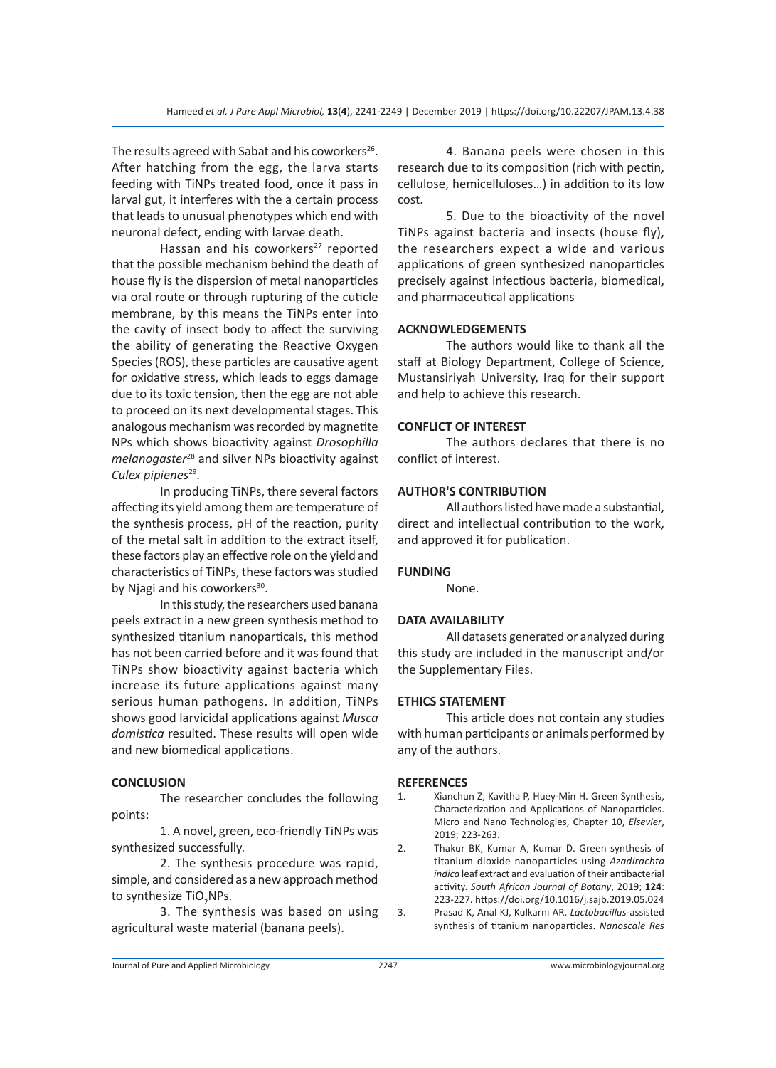The results agreed with Sabat and his coworkers[26]. After hatching from the egg, the larva starts feeding with TiNPs treated food, once it pass in larval gut, it interferes with the a certain process that leads to unusual phenotypes which end with neuronal defect, ending with larvae death.

Hassan and his coworkers[27] reported that the possible mechanism behind the death of house fly is the dispersion of metal nanoparticles via oral route or through rupturing of the cuticle membrane, by this means the TiNPs enter into the cavity of insect body to affect the surviving the ability of generating the Reactive Oxygen Species (ROS), these particles are causative agent for oxidative stress, which leads to eggs damage due to its toxic tension, then the egg are not able to proceed on its next developmental stages. This analogous mechanism was recorded by magnetite NPs which shows bioactivity against *Drosophilla melanogaster*[28] and silver NPs bioactivity against *Culex pipienes*[29].

In producing TiNPs, there several factors affecting its yield among them are temperature of the synthesis process, pH of the reaction, purity of the metal salt in addition to the extract itself, these factors play an effective role on the yield and characteristics of TiNPs, these factors was studied by Njagi and his coworkers[30].

In this study, the researchers used banana peels extract in a new green synthesis method to synthesized titanium nanoparticals, this method has not been carried before and it was found that TiNPs show bioactivity against bacteria which increase its future applications against many serious human pathogens. In addition, TiNPs shows good larvicidal applications against *Musca domistica* resulted. These results will open wide and new biomedical applications.

## CONCLUSION

The researcher concludes the following points:

1. A novel, green, eco-friendly TiNPs was synthesized successfully.

2. The synthesis procedure was rapid, simple, and considered as a new approach method to synthesize $TiO_2$NPs.

3. The synthesis was based on using agricultural waste material (banana peels).

4. Banana peels were chosen in this research due to its composition (rich with pectin, cellulose, hemicelluloses…) in addition to its low cost.

5. Due to the bioactivity of the novel TiNPs against bacteria and insects (house fly), the researchers expect a wide and various applications of green synthesized nanoparticles precisely against infectious bacteria, biomedical, and pharmaceutical applications

## ACKNOWLEDGEMENTS

The authors would like to thank all the staff at Biology Department, College of Science, Mustansiriyah University, Iraq for their support and help to achieve this research.

## CONFLICT OF INTEREST

The authors declares that there is no conflict of interest.

## AUTHOR'S CONTRIBUTION

All authors listed have made a substantial, direct and intellectual contribution to the work, and approved it for publication.

## FUNDING

None.

## DATA AVAILABILITY

All datasets generated or analyzed during this study are included in the manuscript and/or the Supplementary Files.

## ETHICS STATEMENT

This article does not contain any studies with human participants or animals performed by any of the authors.

## REFERENCES

1. Xianchun Z, Kavitha P, Huey-Min H. Green Synthesis, Characterization and Applications of Nanoparticles. Micro and Nano Technologies, Chapter 10, *Elsevier*, 2019; 223-263.
2. Thakur BK, Kumar A, Kumar D. Green synthesis of titanium dioxide nanoparticles using *Azadirachta indica* leaf extract and evaluation of their antibacterial activity. *South African Journal of Botany*, 2019; **124**: 223-227. https://doi.org/10.1016/j.sajb.2019.05.024
3. Prasad K, Anal KJ, Kulkarni AR. *Lactobacillus*-assisted synthesis of titanium nanoparticles. *Nanoscale Res*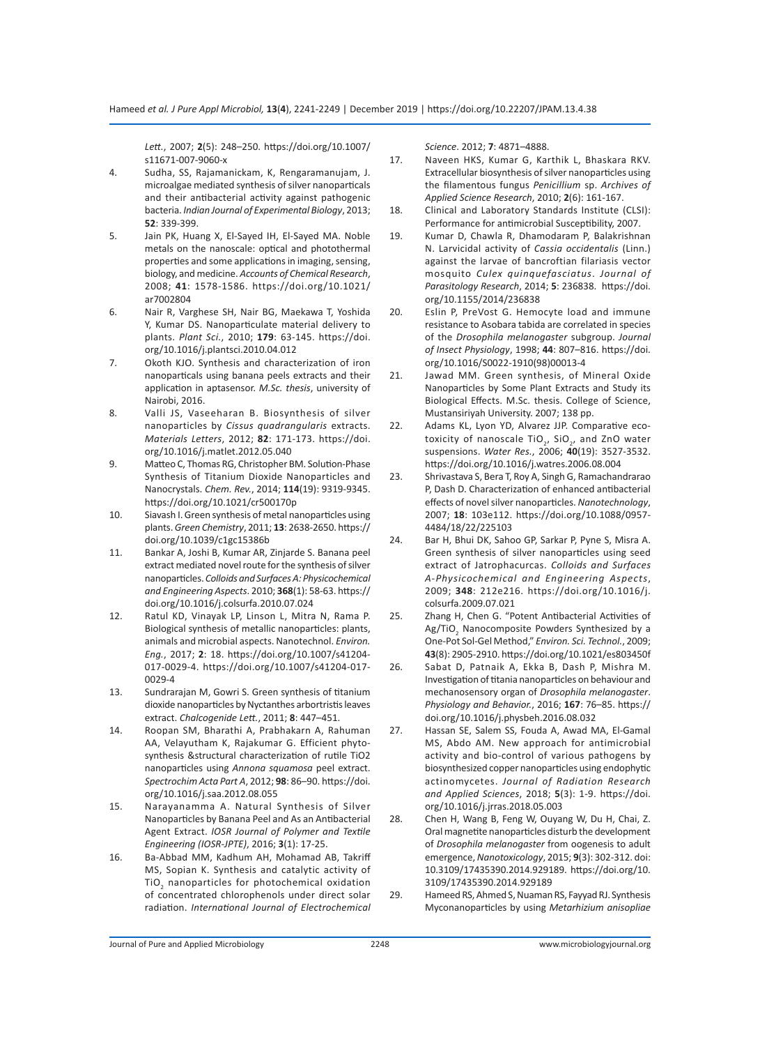*Lett.*, 2007; **2**(5): 248–250. https://doi.org/10.1007/s11671-007-9060-x

4. Sudha, SS, Rajamanickam, K, Rengaramanujam, J. microalgae mediated synthesis of silver nanoparticals and their antibacterial activity against pathogenic bacteria. *Indian Journal of Experimental Biology*, 2013; **52**: 339-399.
5. Jain PK, Huang X, El-Sayed IH, El-Sayed MA. Noble metals on the nanoscale: optical and photothermal properties and some applications in imaging, sensing, biology, and medicine. *Accounts of Chemical Research*, 2008; **41**: 1578-1586. https://doi.org/10.1021/ar7002804
6. Nair R, Varghese SH, Nair BG, Maekawa T, Yoshida Y, Kumar DS. Nanoparticulate material delivery to plants. *Plant Sci.*, 2010; **179**: 63-145. https://doi.org/10.1016/j.plantsci.2010.04.012
7. Okoth KJO. Synthesis and characterization of iron nanoparticals using banana peels extracts and their application in aptasensor. *M.Sc. thesis*, university of Nairobi, 2016.
8. Valli JS, Vaseeharan B. Biosynthesis of silver nanoparticles by *Cissus quadrangularis* extracts. *Materials Letters*, 2012; **82**: 171-173. https://doi.org/10.1016/j.matlet.2012.05.040
9. Matteo C, Thomas RG, Christopher BM. Solution-Phase Synthesis of Titanium Dioxide Nanoparticles and Nanocrystals. *Chem. Rev.*, 2014; **114**(19): 9319-9345. https://doi.org/10.1021/cr500170p
10. Siavash I. Green synthesis of metal nanoparticles using plants. *Green Chemistry*, 2011; **13**: 2638-2650. https://doi.org/10.1039/c1gc15386b
11. Bankar A, Joshi B, Kumar AR, Zinjarde S. Banana peel extract mediated novel route for the synthesis of silver nanoparticles. *Colloids and Surfaces A: Physicochemical and Engineering Aspects*. 2010; **368**(1): 58-63. https://doi.org/10.1016/j.colsurfa.2010.07.024
12. Ratul KD, Vinayak LP, Linson L, Mitra N, Rama P. Biological synthesis of metallic nanoparticles: plants, animals and microbial aspects. Nanotechnol. *Environ. Eng.*, 2017; **2**: 18. https://doi.org/10.1007/s41204-017-0029-4. https://doi.org/10.1007/s41204-017-0029-4
13. Sundrarajan M, Gowri S. Green synthesis of titanium dioxide nanoparticles by Nyctanthes arbortristis leaves extract. *Chalcogenide Lett.*, 2011; **8**: 447–451.
14. Roopan SM, Bharathi A, Prabhakarn A, Rahuman AA, Velayutham K, Rajakumar G. Efficient phyto-synthesis &structural characterization of rutile TiO2 nanoparticles using *Annona squamosa* peel extract. *Spectrochim Acta Part A*, 2012; **98**: 86–90. https://doi.org/10.1016/j.saa.2012.08.055
15. Narayanamma A. Natural Synthesis of Silver Nanoparticles by Banana Peel and As an Antibacterial Agent Extract. *IOSR Journal of Polymer and Textile Engineering (IOSR-JPTE)*, 2016; **3**(1): 17-25.
16. Ba-Abbad MM, Kadhum AH, Mohamad AB, Takriff MS, Sopian K. Synthesis and catalytic activity of $TiO_2$ nanoparticles for photochemical oxidation of concentrated chlorophenols under direct solar radiation. *International Journal of Electrochemical Science*. 2012; **7**: 4871–4888.
17. Naveen HKS, Kumar G, Karthik L, Bhaskara RKV. Extracellular biosynthesis of silver nanoparticles using the filamentous fungus *Penicillium* sp. *Archives of Applied Science Research*, 2010; **2**(6): 161-167.
18. Clinical and Laboratory Standards Institute (CLSI): Performance for antimicrobial Susceptibility, 2007.
19. Kumar D, Chawla R, Dhamodaram P, Balakrishnan N. Larvicidal activity of *Cassia occidentalis* (Linn.) against the larvae of bancroftian filariasis vector mosquito *Culex quinquefasciatus*. *Journal of Parasitology Research*, 2014; **5**: 236838. https://doi.org/10.1155/2014/236838
20. Eslin P, PreVost G. Hemocyte load and immune resistance to Asobara tabida are correlated in species of the *Drosophila melanogaster* subgroup. *Journal of Insect Physiology*, 1998; **44**: 807–816. https://doi.org/10.1016/S0022-1910(98)00013-4
21. Jawad MM. Green synthesis, of Mineral Oxide Nanoparticles by Some Plant Extracts and Study its Biological Effects. M.Sc. thesis. College of Science, Mustansiriyah University. 2007; 138 pp.
22. Adams KL, Lyon YD, Alvarez JJP. Comparative eco-toxicity of nanoscale $TiO_2$, $SiO_2$, and ZnO water suspensions. *Water Res.*, 2006; **40**(19): 3527-3532. https://doi.org/10.1016/j.watres.2006.08.004
23. Shrivastava S, Bera T, Roy A, Singh G, Ramachandrarao P, Dash D. Characterization of enhanced antibacterial effects of novel silver nanoparticles. *Nanotechnology*, 2007; **18**: 103e112. https://doi.org/10.1088/0957-4484/18/22/225103
24. Bar H, Bhui DK, Sahoo GP, Sarkar P, Pyne S, Misra A. Green synthesis of silver nanoparticles using seed extract of Jatrophacurcas. *Colloids and Surfaces A-Physicochemical and Engineering Aspects*, 2009; **348**: 212e216. https://doi.org/10.1016/j.colsurfa.2009.07.021
25. Zhang H, Chen G. "Potent Antibacterial Activities of $Ag/TiO_2$ Nanocomposite Powders Synthesized by a One-Pot Sol-Gel Method," *Environ. Sci. Technol.*, 2009; **43**(8): 2905-2910. https://doi.org/10.1021/es803450f
26. Sabat D, Patnaik A, Ekka B, Dash P, Mishra M. Investigation of titania nanoparticles on behaviour and mechanosensory organ of *Drosophila melanogaster*. *Physiology and Behavior.*, 2016; **167**: 76–85. https://doi.org/10.1016/j.physbeh.2016.08.032
27. Hassan SE, Salem SS, Fouda A, Awad MA, El-Gamal MS, Abdo AM. New approach for antimicrobial activity and bio-control of various pathogens by biosynthesized copper nanoparticles using endophytic actinomycetes. *Journal of Radiation Research and Applied Sciences*, 2018; **5**(3): 1-9. https://doi.org/10.1016/j.jrras.2018.05.003
28. Chen H, Wang B, Feng W, Ouyang W, Du H, Chai, Z. Oral magnetite nanoparticles disturb the development of *Drosophila melanogaster* from oogenesis to adult emergence, *Nanotoxicology*, 2015; **9**(3): 302-312. doi: 10.3109/17435390.2014.929189. https://doi.org/10.3109/17435390.2014.929189
29. Hameed RS, Ahmed S, Nuaman RS, Fayyad RJ. Synthesis Myconanoparticles by using *Metarhizium anisopliae*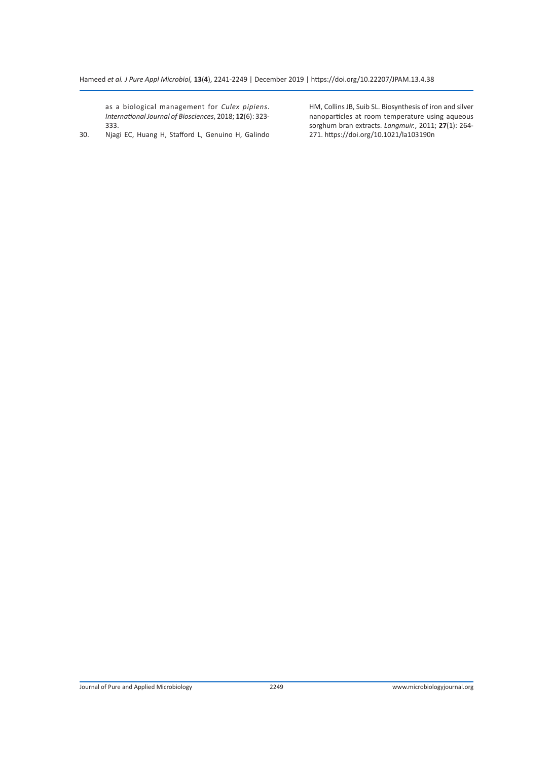as a biological management for *Culex pipiens*. *International Journal of Biosciences*, 2018; **12**(6): 323-333.

30. Njagi EC, Huang H, Stafford L, Genuino H, Galindo HM, Collins JB, Suib SL. Biosynthesis of iron and silver nanoparticles at room temperature using aqueous sorghum bran extracts. *Langmuir.*, 2011; **27**(1): 264-271. https://doi.org/10.1021/la103190n